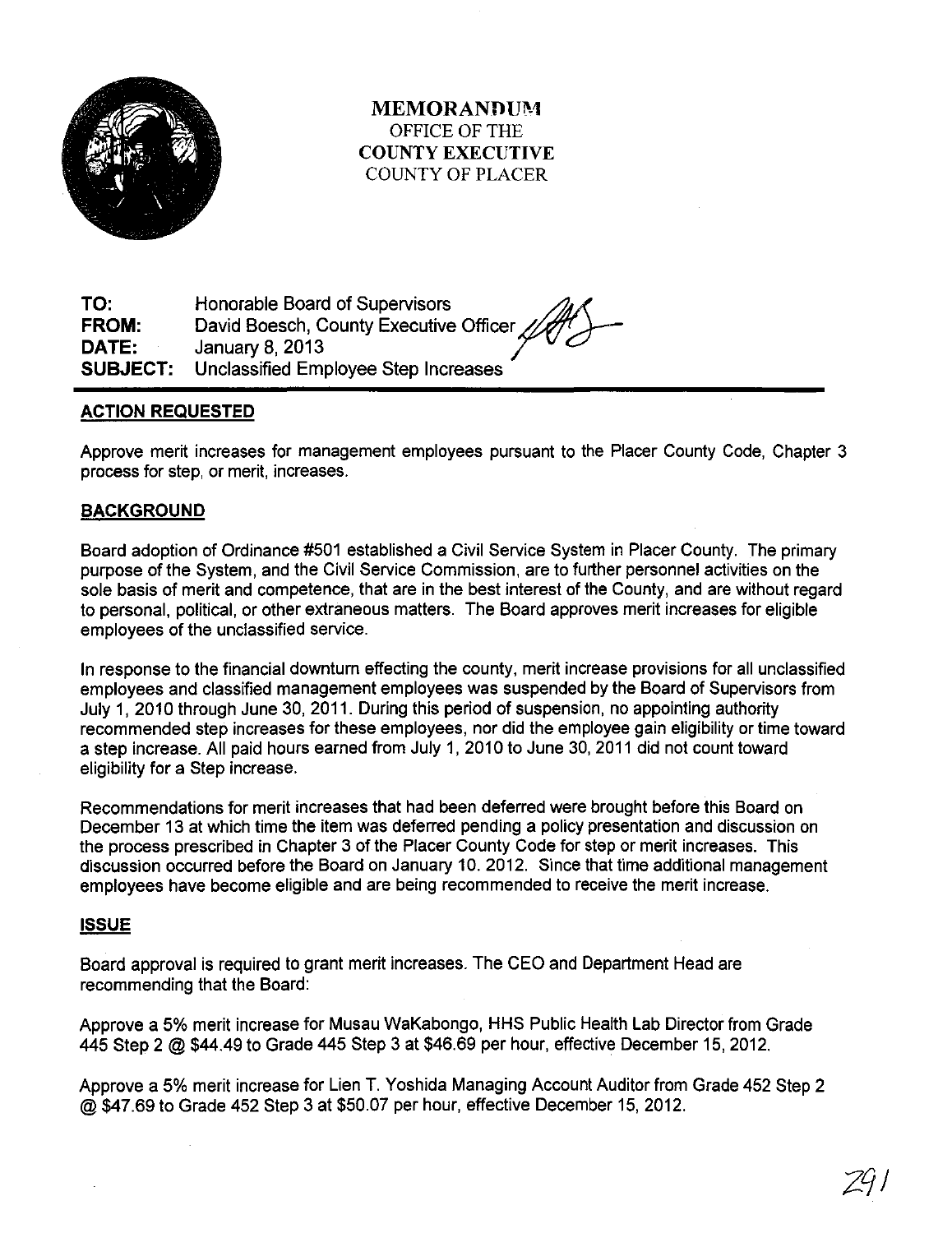**MEMORANDUM**
OFFICE OF THE
**COUNTY EXECUTIVE**
COUNTY OF PLACER

**TO:** Honorable Board of Supervisors
**FROM:** David Boesch, County Executive Officer
**DATE:** January 8, 2013
**SUBJECT:** Unclassified Employee Step Increases

## ACTION REQUESTED

Approve merit increases for management employees pursuant to the Placer County Code, Chapter 3 process for step, or merit, increases.

## BACKGROUND

Board adoption of Ordinance #501 established a Civil Service System in Placer County. The primary purpose of the System, and the Civil Service Commission, are to further personnel activities on the sole basis of merit and competence, that are in the best interest of the County, and are without regard to personal, political, or other extraneous matters. The Board approves merit increases for eligible employees of the unclassified service.

In response to the financial downturn effecting the county, merit increase provisions for all unclassified employees and classified management employees was suspended by the Board of Supervisors from July 1, 2010 through June 30, 2011. During this period of suspension, no appointing authority recommended step increases for these employees, nor did the employee gain eligibility or time toward a step increase. All paid hours earned from July 1, 2010 to June 30, 2011 did not count toward eligibility for a Step increase.

Recommendations for merit increases that had been deferred were brought before this Board on December 13 at which time the item was deferred pending a policy presentation and discussion on the process prescribed in Chapter 3 of the Placer County Code for step or merit increases. This discussion occurred before the Board on January 10. 2012. Since that time additional management employees have become eligible and are being recommended to receive the merit increase.

## ISSUE

Board approval is required to grant merit increases. The CEO and Department Head are recommending that the Board:

Approve a 5% merit increase for Musau WaKabongo, HHS Public Health Lab Director from Grade 445 Step 2 @ $44.49 to Grade 445 Step 3 at $46.69 per hour, effective December 15, 2012.

Approve a 5% merit increase for Lien T. Yoshida Managing Account Auditor from Grade 452 Step 2 @ $47.69 to Grade 452 Step 3 at $50.07 per hour, effective December 15, 2012.